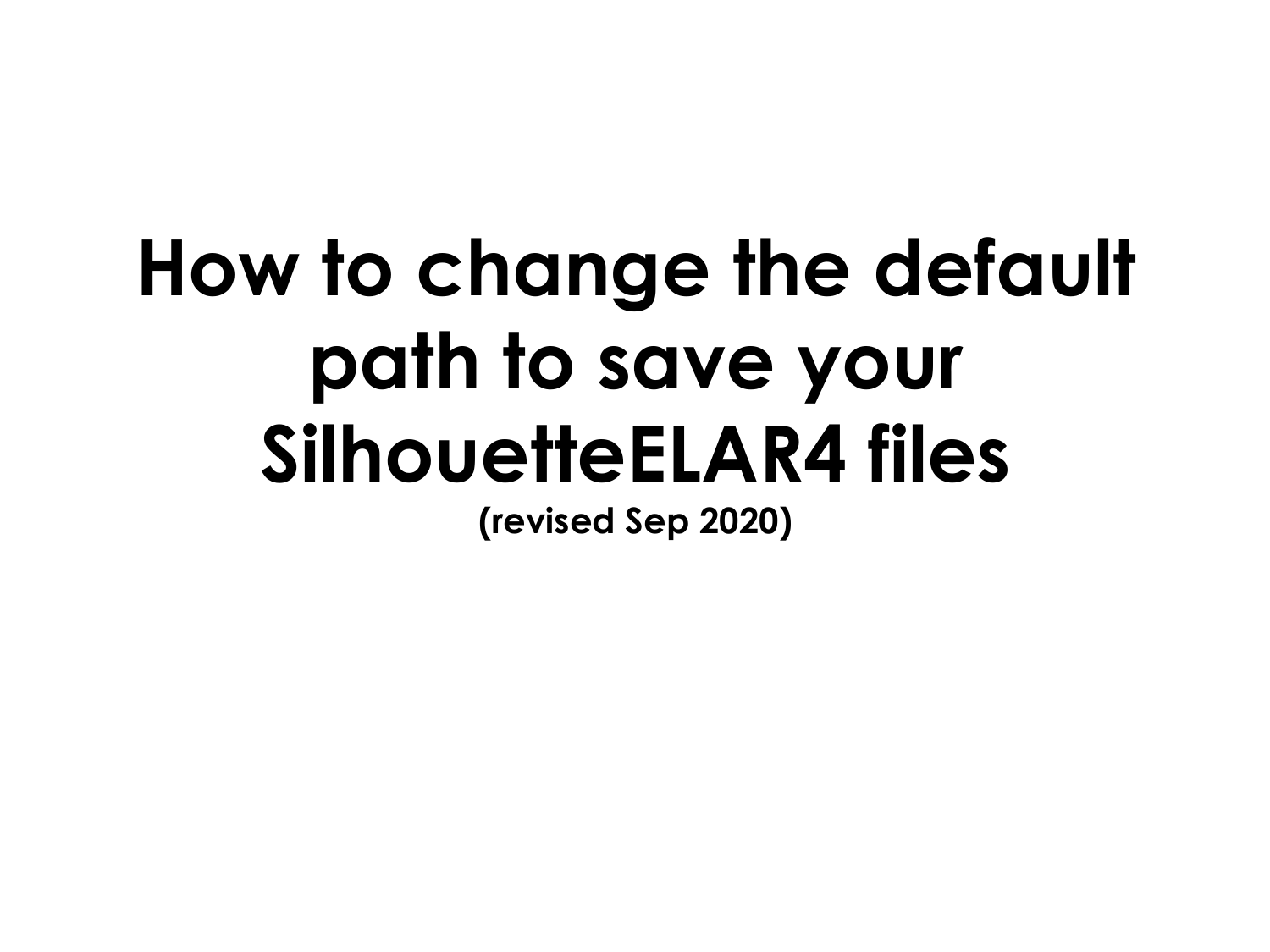# How to change the default path to save your SilhouetteELAR4 files

**(revised Sep 2020)**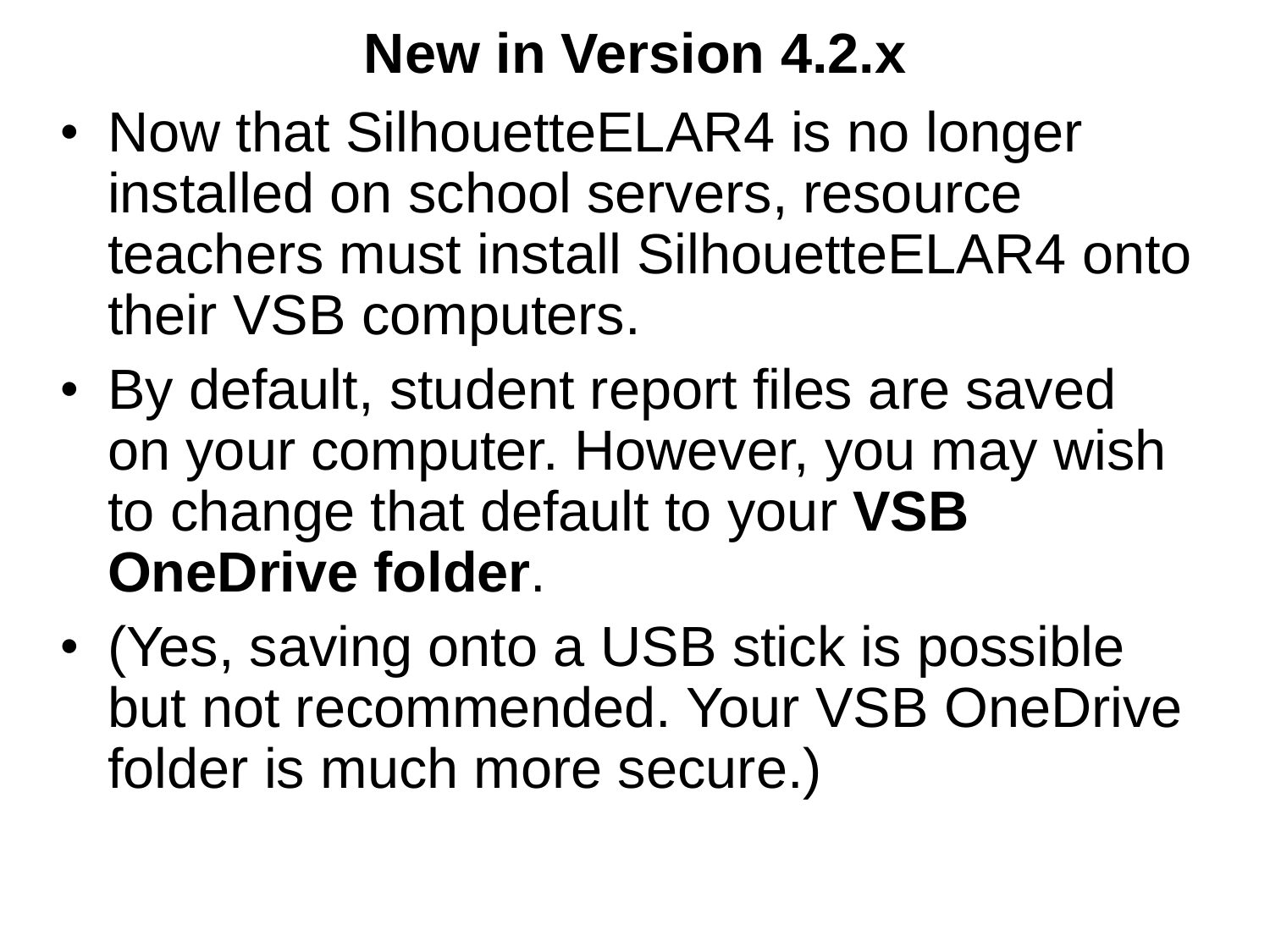# New in Version 4.2.x

- Now that SilhouetteELAR4 is no longer installed on school servers, resource teachers must install SilhouetteELAR4 onto their VSB computers.
- By default, student report files are saved on your computer. However, you may wish to change that default to your **VSB OneDrive folder**.
- (Yes, saving onto a USB stick is possible but not recommended. Your VSB OneDrive folder is much more secure.)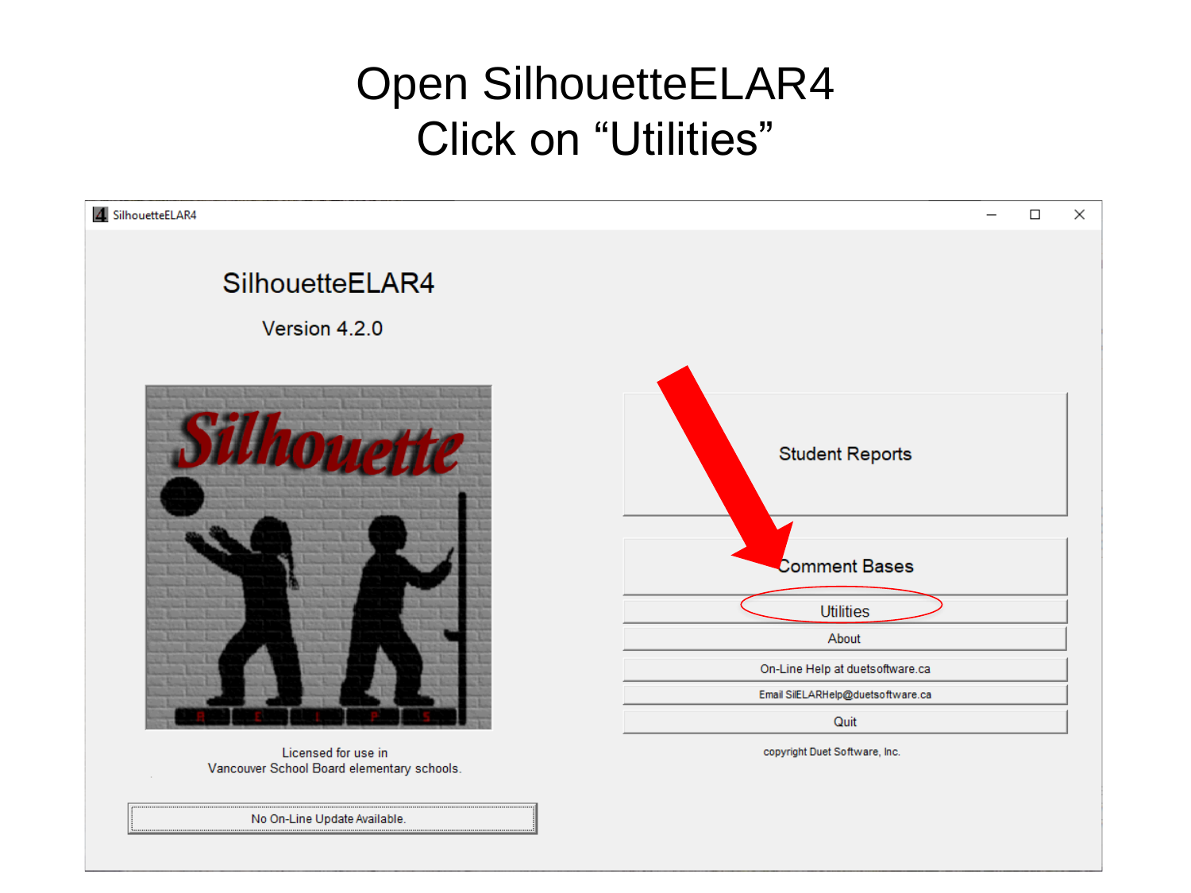# Open SilhouetteELAR4
# Click on "Utilities"

SilhouetteELAR4

SilhouetteELAR4

Version 4.2.0

Student Reports

Comment Bases

Utilities

About

On-Line Help at duetsoftware.ca

Email SilELARHelp@duetsoftware.ca

Quit

copyright Duet Software, Inc.

Licensed for use in
Vancouver School Board elementary schools.

No On-Line Update Available.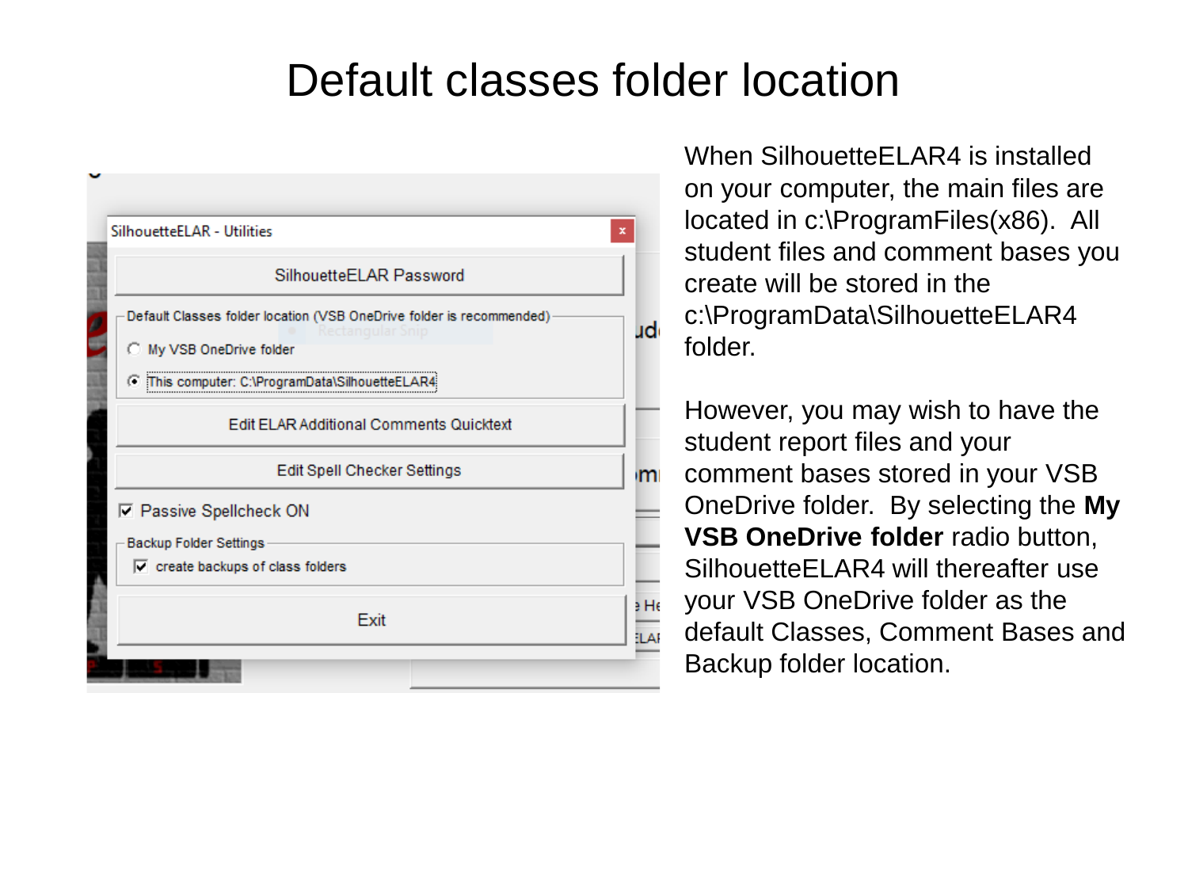# Default classes folder location

When SilhouetteELAR4 is installed on your computer, the main files are located in c:\ProgramFiles(x86). All student files and comment bases you create will be stored in the c:\ProgramData\SilhouetteELAR4 folder.

However, you may wish to have the student report files and your comment bases stored in your VSB OneDrive folder. By selecting the **My VSB OneDrive folder** radio button, SilhouetteELAR4 will thereafter use your VSB OneDrive folder as the default Classes, Comment Bases and Backup folder location.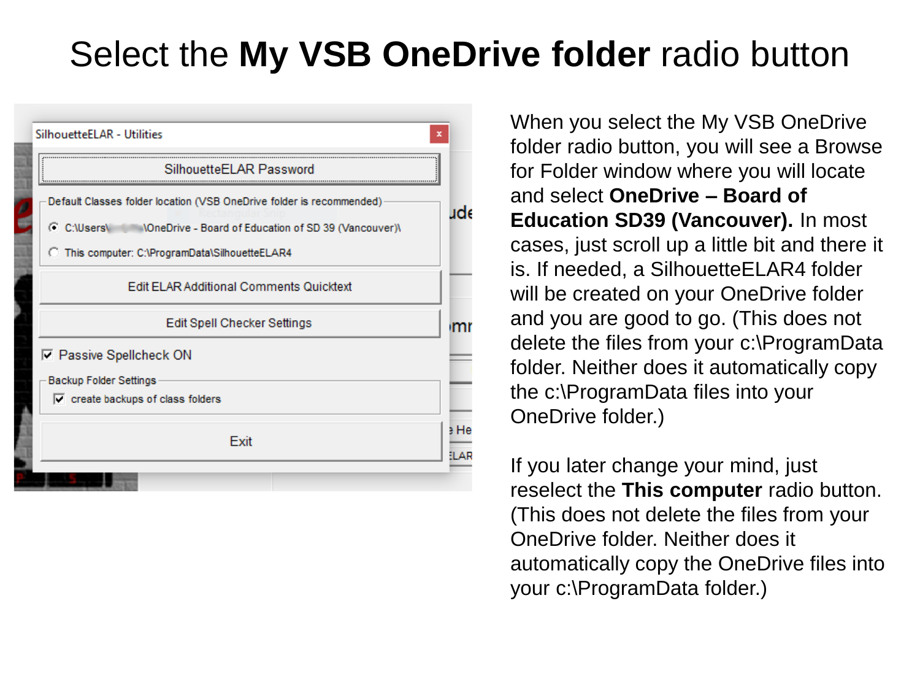# Select the **My VSB OneDrive folder** radio button

When you select the My VSB OneDrive folder radio button, you will see a Browse for Folder window where you will locate and select **OneDrive – Board of Education SD39 (Vancouver).** In most cases, just scroll up a little bit and there it is. If needed, a SilhouetteELAR4 folder will be created on your OneDrive folder and you are good to go. (This does not delete the files from your c:\ProgramData folder. Neither does it automatically copy the c:\ProgramData files into your OneDrive folder.)

If you later change your mind, just reselect the **This computer** radio button. (This does not delete the files from your OneDrive folder. Neither does it automatically copy the OneDrive files into your c:\ProgramData folder.)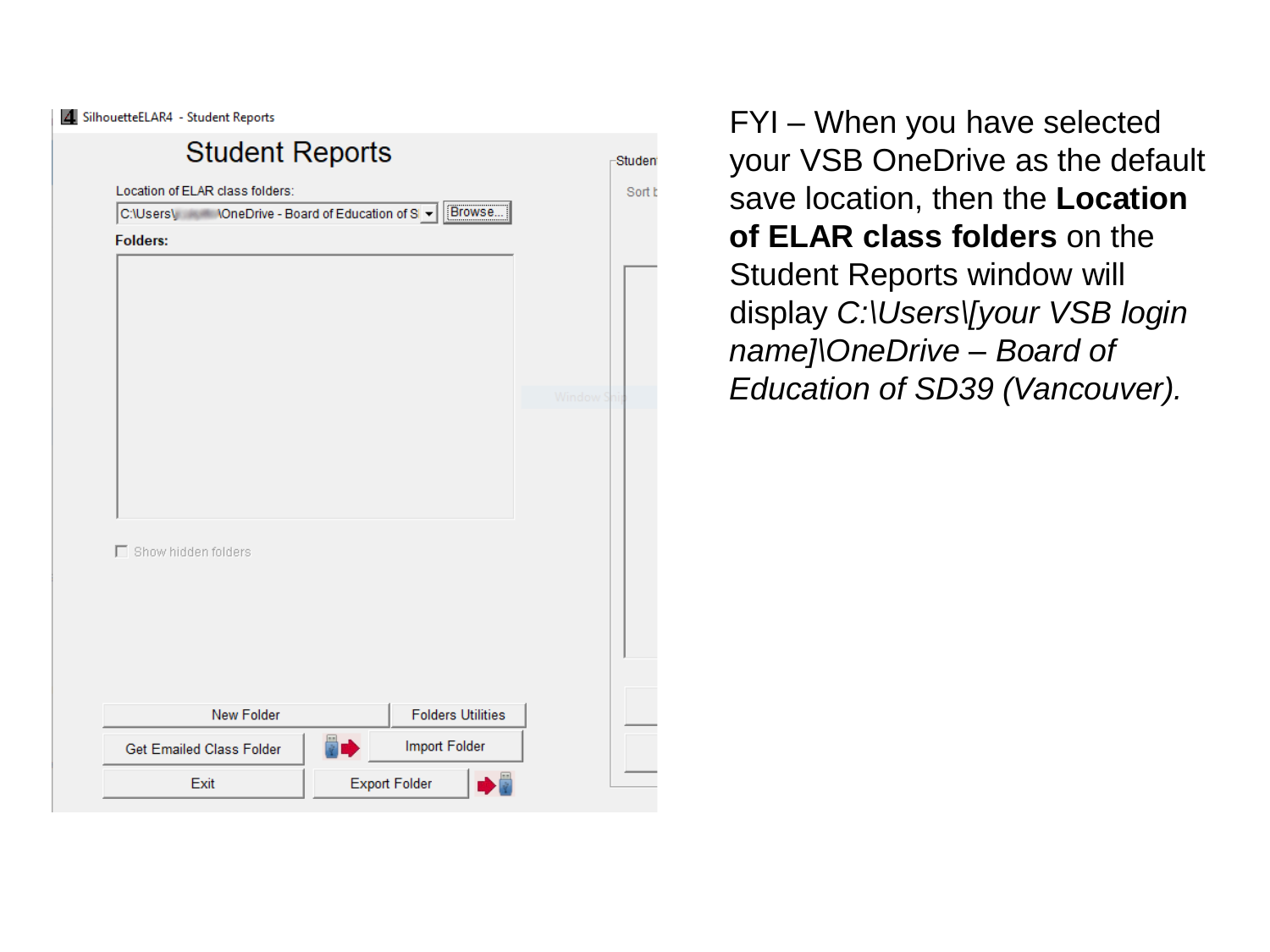SilhouetteELAR4 - Student Reports

Student Reports

Location of ELAR class folders:

C:\Users\ \OneDrive - Board of Education of S

Browse...

Folders:

Show hidden folders

New Folder

Folders Utilities

Get Emailed Class Folder

Import Folder

Exit

Export Folder

FYI – When you have selected your VSB OneDrive as the default save location, then the **Location of ELAR class folders** on the Student Reports window will display *C:\Users\[your VSB login name]\OneDrive – Board of Education of SD39 (Vancouver).*